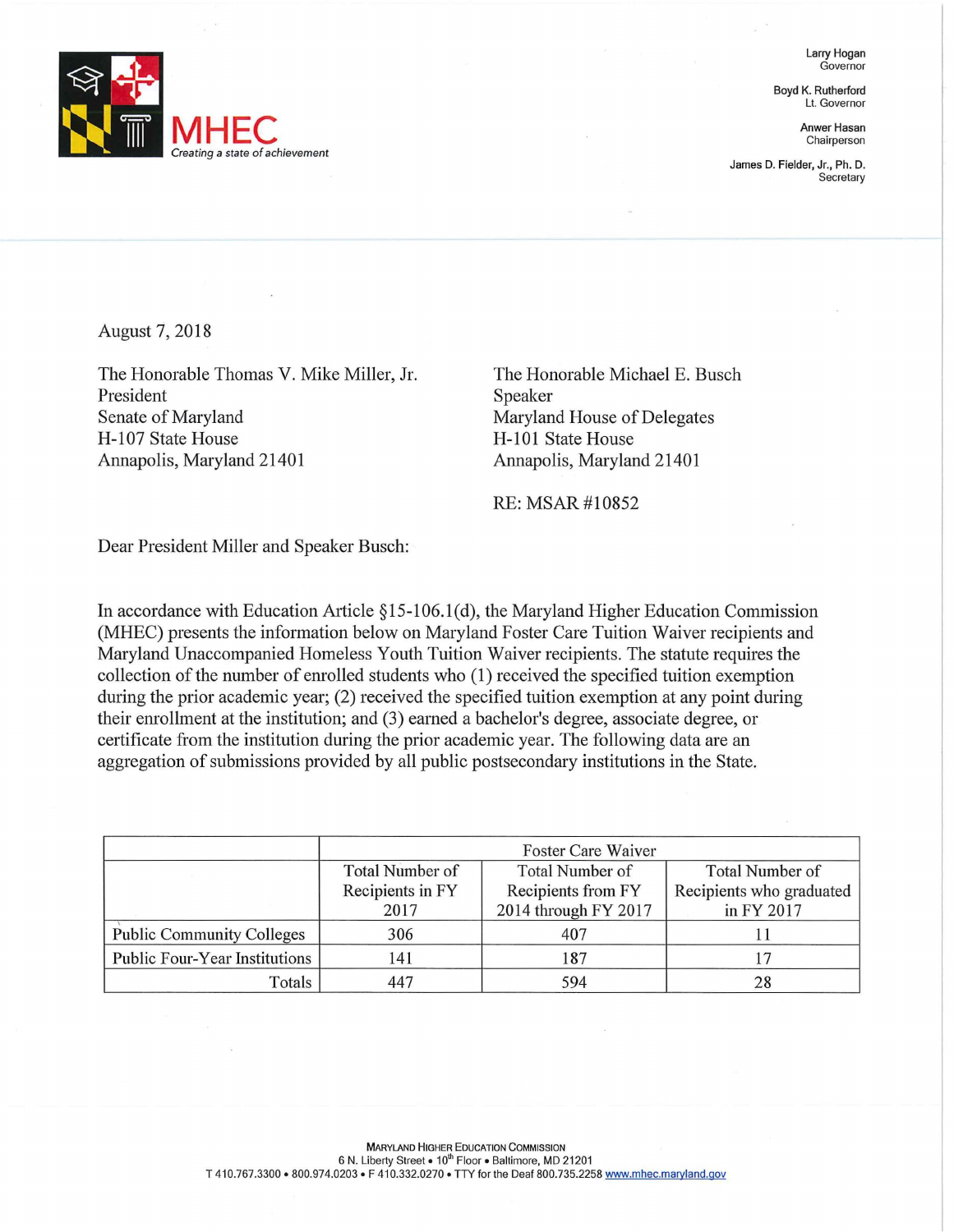MHEC
*Creating a state of achievement*

Larry Hogan
Governor

Boyd K. Rutherford
Lt. Governor

Anwer Hasan
Chairperson

James D. Fielder, Jr., Ph. D.
Secretary

August 7, 2018

The Honorable Thomas V. Mike Miller, Jr.
President
Senate of Maryland
H-107 State House
Annapolis, Maryland 21401

The Honorable Michael E. Busch
Speaker
Maryland House of Delegates
H-101 State House
Annapolis, Maryland 21401

RE: MSAR #10852

Dear President Miller and Speaker Busch:

In accordance with Education Article §15-106.1(d), the Maryland Higher Education Commission (MHEC) presents the information below on Maryland Foster Care Tuition Waiver recipients and Maryland Unaccompanied Homeless Youth Tuition Waiver recipients. The statute requires the collection of the number of enrolled students who (1) received the specified tuition exemption during the prior academic year; (2) received the specified tuition exemption at any point during their enrollment at the institution; and (3) earned a bachelor's degree, associate degree, or certificate from the institution during the prior academic year. The following data are an aggregation of submissions provided by all public postsecondary institutions in the State.

| | Foster Care Waiver | | |
|---|---|---|---|
| | Total Number of Recipients in FY 2017 | Total Number of Recipients from FY 2014 through FY 2017 | Total Number of Recipients who graduated in FY 2017 |
| Public Community Colleges | 306 | 407 | 11 |
| Public Four-Year Institutions | 141 | 187 | 17 |
| Totals | 447 | 594 | 28 |

MARYLAND HIGHER EDUCATION COMMISSION
6 N. Liberty Street • 10th Floor • Baltimore, MD 21201
T 410.767.3300 • 800.974.0203 • F 410.332.0270 • TTY for the Deaf 800.735.2258 www.mhec.maryland.gov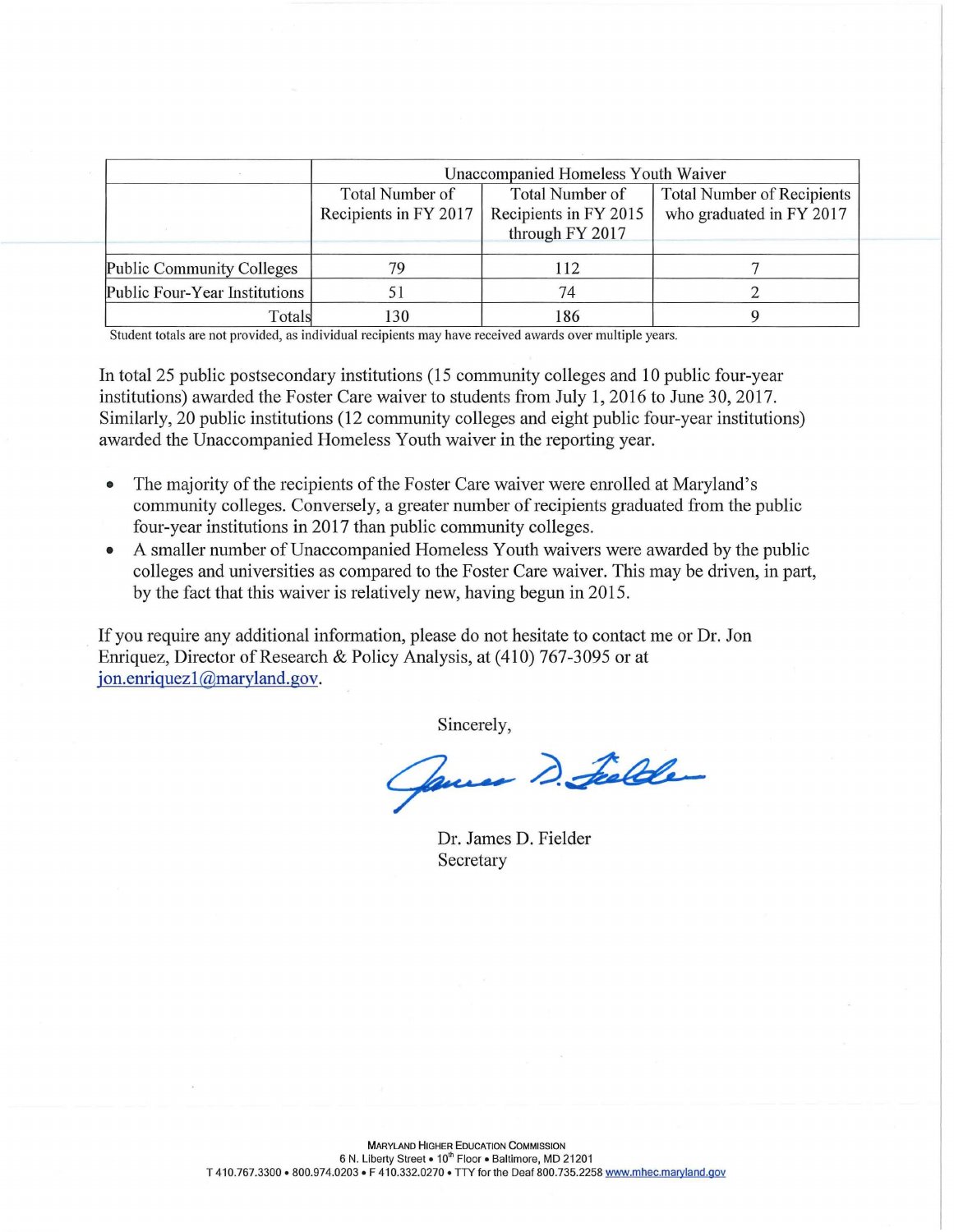| | Unaccompanied Homeless Youth Waiver | | |
|---|---|---|---|
| | Total Number of Recipients in FY 2017 | Total Number of Recipients in FY 2015 through FY 2017 | Total Number of Recipients who graduated in FY 2017 |
| Public Community Colleges | 79 | 112 | 7 |
| Public Four-Year Institutions | 51 | 74 | 2 |
| Totals | 130 | 186 | 9 |

Student totals are not provided, as individual recipients may have received awards over multiple years.

In total 25 public postsecondary institutions (15 community colleges and 10 public four-year institutions) awarded the Foster Care waiver to students from July 1, 2016 to June 30, 2017. Similarly, 20 public institutions (12 community colleges and eight public four-year institutions) awarded the Unaccompanied Homeless Youth waiver in the reporting year.

- The majority of the recipients of the Foster Care waiver were enrolled at Maryland's community colleges. Conversely, a greater number of recipients graduated from the public four-year institutions in 2017 than public community colleges.
- A smaller number of Unaccompanied Homeless Youth waivers were awarded by the public colleges and universities as compared to the Foster Care waiver. This may be driven, in part, by the fact that this waiver is relatively new, having begun in 2015.

If you require any additional information, please do not hesitate to contact me or Dr. Jon Enriquez, Director of Research & Policy Analysis, at (410) 767-3095 or at jon.enriquez1@maryland.gov.

Sincerely,

Dr. James D. Fielder
Secretary

MARYLAND HIGHER EDUCATION COMMISSION
6 N. Liberty Street • 10th Floor • Baltimore, MD 21201
T 410.767.3300 • 800.974.0203 • F 410.332.0270 • TTY for the Deaf 800.735.2258 www.mhec.maryland.gov